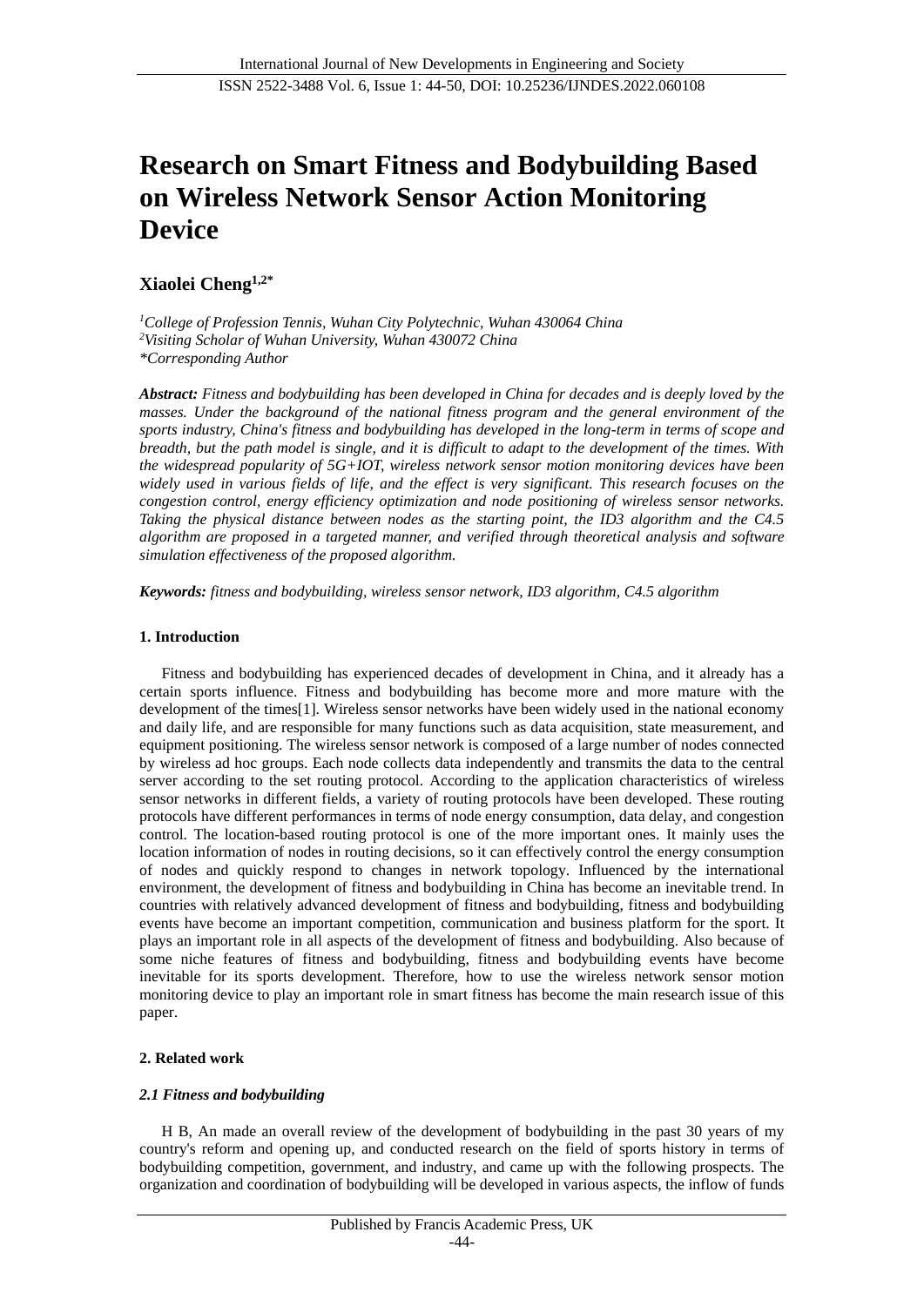# Research on Smart Fitness and Bodybuilding Based on Wireless Network Sensor Action Monitoring Device

**Xiaolei Cheng[1,2*]**

[1]*College of Profession Tennis, Wuhan City Polytechnic, Wuhan 430064 China*
[2]*Visiting Scholar of Wuhan University, Wuhan 430072 China*
*\*Corresponding Author*

***Abstract:*** *Fitness and bodybuilding has been developed in China for decades and is deeply loved by the masses. Under the background of the national fitness program and the general environment of the sports industry, China's fitness and bodybuilding has developed in the long-term in terms of scope and breadth, but the path model is single, and it is difficult to adapt to the development of the times. With the widespread popularity of 5G+IOT, wireless network sensor motion monitoring devices have been widely used in various fields of life, and the effect is very significant. This research focuses on the congestion control, energy efficiency optimization and node positioning of wireless sensor networks. Taking the physical distance between nodes as the starting point, the ID3 algorithm and the C4.5 algorithm are proposed in a targeted manner, and verified through theoretical analysis and software simulation effectiveness of the proposed algorithm.*

***Keywords:*** *fitness and bodybuilding, wireless sensor network, ID3 algorithm, C4.5 algorithm*

## 1. Introduction

Fitness and bodybuilding has experienced decades of development in China, and it already has a certain sports influence. Fitness and bodybuilding has become more and more mature with the development of the times[1]. Wireless sensor networks have been widely used in the national economy and daily life, and are responsible for many functions such as data acquisition, state measurement, and equipment positioning. The wireless sensor network is composed of a large number of nodes connected by wireless ad hoc groups. Each node collects data independently and transmits the data to the central server according to the set routing protocol. According to the application characteristics of wireless sensor networks in different fields, a variety of routing protocols have been developed. These routing protocols have different performances in terms of node energy consumption, data delay, and congestion control. The location-based routing protocol is one of the more important ones. It mainly uses the location information of nodes in routing decisions, so it can effectively control the energy consumption of nodes and quickly respond to changes in network topology. Influenced by the international environment, the development of fitness and bodybuilding in China has become an inevitable trend. In countries with relatively advanced development of fitness and bodybuilding, fitness and bodybuilding events have become an important competition, communication and business platform for the sport. It plays an important role in all aspects of the development of fitness and bodybuilding. Also because of some niche features of fitness and bodybuilding, fitness and bodybuilding events have become inevitable for its sports development. Therefore, how to use the wireless network sensor motion monitoring device to play an important role in smart fitness has become the main research issue of this paper.

## 2. Related work

### *2.1 Fitness and bodybuilding*

H B, An made an overall review of the development of bodybuilding in the past 30 years of my country's reform and opening up, and conducted research on the field of sports history in terms of bodybuilding competition, government, and industry, and came up with the following prospects. The organization and coordination of bodybuilding will be developed in various aspects, the inflow of funds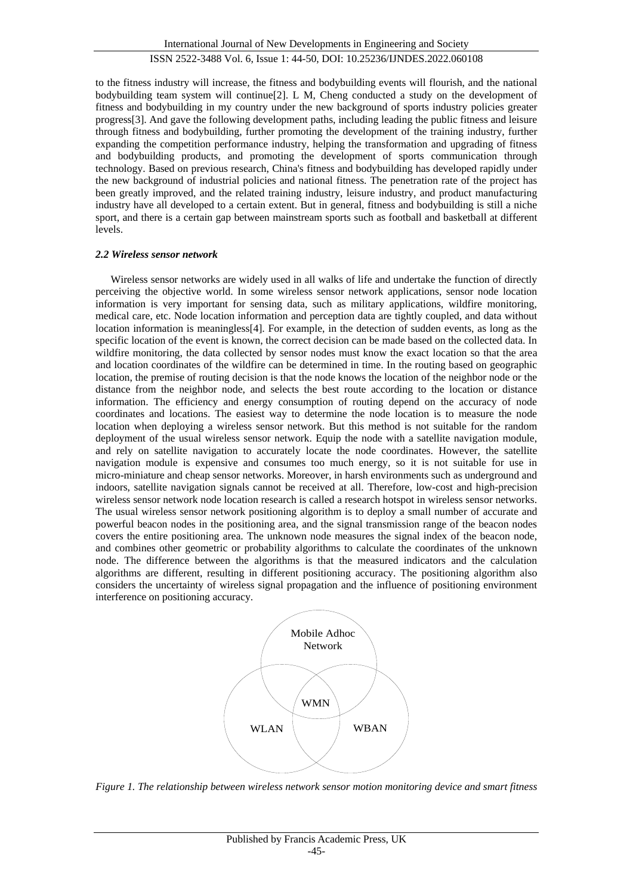to the fitness industry will increase, the fitness and bodybuilding events will flourish, and the national bodybuilding team system will continue[2]. L M, Cheng conducted a study on the development of fitness and bodybuilding in my country under the new background of sports industry policies greater progress[3]. And gave the following development paths, including leading the public fitness and leisure through fitness and bodybuilding, further promoting the development of the training industry, further expanding the competition performance industry, helping the transformation and upgrading of fitness and bodybuilding products, and promoting the development of sports communication through technology. Based on previous research, China's fitness and bodybuilding has developed rapidly under the new background of industrial policies and national fitness. The penetration rate of the project has been greatly improved, and the related training industry, leisure industry, and product manufacturing industry have all developed to a certain extent. But in general, fitness and bodybuilding is still a niche sport, and there is a certain gap between mainstream sports such as football and basketball at different levels.

### *2.2 Wireless sensor network*

Wireless sensor networks are widely used in all walks of life and undertake the function of directly perceiving the objective world. In some wireless sensor network applications, sensor node location information is very important for sensing data, such as military applications, wildfire monitoring, medical care, etc. Node location information and perception data are tightly coupled, and data without location information is meaningless[4]. For example, in the detection of sudden events, as long as the specific location of the event is known, the correct decision can be made based on the collected data. In wildfire monitoring, the data collected by sensor nodes must know the exact location so that the area and location coordinates of the wildfire can be determined in time. In the routing based on geographic location, the premise of routing decision is that the node knows the location of the neighbor node or the distance from the neighbor node, and selects the best route according to the location or distance information. The efficiency and energy consumption of routing depend on the accuracy of node coordinates and locations. The easiest way to determine the node location is to measure the node location when deploying a wireless sensor network. But this method is not suitable for the random deployment of the usual wireless sensor network. Equip the node with a satellite navigation module, and rely on satellite navigation to accurately locate the node coordinates. However, the satellite navigation module is expensive and consumes too much energy, so it is not suitable for use in micro-miniature and cheap sensor networks. Moreover, in harsh environments such as underground and indoors, satellite navigation signals cannot be received at all. Therefore, low-cost and high-precision wireless sensor network node location research is called a research hotspot in wireless sensor networks. The usual wireless sensor network positioning algorithm is to deploy a small number of accurate and powerful beacon nodes in the positioning area, and the signal transmission range of the beacon nodes covers the entire positioning area. The unknown node measures the signal index of the beacon node, and combines other geometric or probability algorithms to calculate the coordinates of the unknown node. The difference between the algorithms is that the measured indicators and the calculation algorithms are different, resulting in different positioning accuracy. The positioning algorithm also considers the uncertainty of wireless signal propagation and the influence of positioning environment interference on positioning accuracy.

Mobile Adhoc Network

WMN

WLAN

WBAN

*Figure 1. The relationship between wireless network sensor motion monitoring device and smart fitness*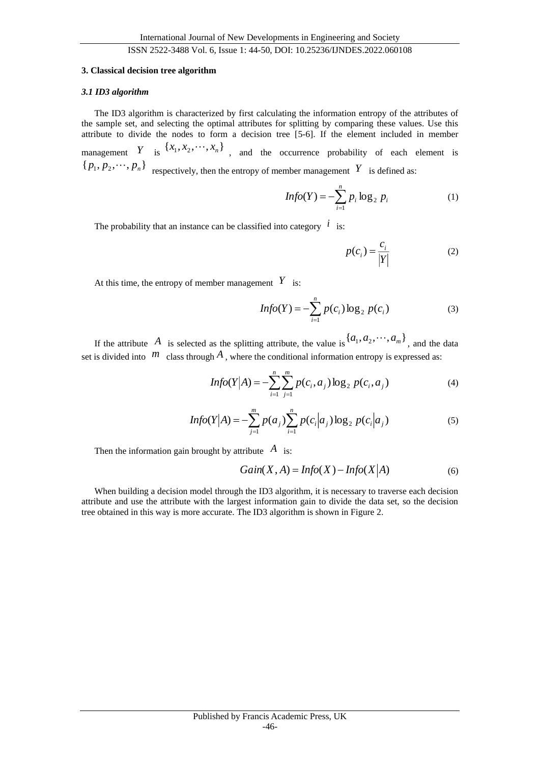## 3. Classical decision tree algorithm

### *3.1 ID3 algorithm*

The ID3 algorithm is characterized by first calculating the information entropy of the attributes of the sample set, and selecting the optimal attributes for splitting by comparing these values. Use this attribute to divide the nodes to form a decision tree [5-6]. If the element included in member management $Y$ is $\{x_1, x_2, \cdots, x_n\}$, and the occurrence probability of each element is $\{p_1, p_2, \cdots, p_n\}$ respectively, then the entropy of member management $Y$ is defined as:

$$Info(Y) = -\sum_{i=1}^{n} p_i \log_2 p_i \tag{1}$$

The probability that an instance can be classified into category $i$ is:

$$p(c_i) = \frac{c_i}{|Y|} \tag{2}$$

At this time, the entropy of member management $Y$ is:

$$Info(Y) = -\sum_{i=1}^{n} p(c_i) \log_2 p(c_i) \tag{3}$$

If the attribute $A$ is selected as the splitting attribute, the value is $\{a_1, a_2, \cdots, a_m\}$, and the data set is divided into $m$ class through $A$, where the conditional information entropy is expressed as:

$$Info(Y|A) = -\sum_{i=1}^{n} \sum_{j=1}^{m} p(c_i, a_j) \log_2 p(c_i, a_j) \tag{4}$$

$$Info(Y|A) = -\sum_{j=1}^{m} p(a_j) \sum_{i=1}^{n} p(c_i|a_j) \log_2 p(c_i|a_j) \tag{5}$$

Then the information gain brought by attribute $A$ is:

$$Gain(X, A) = Info(X) - Info(X|A) \tag{6}$$

When building a decision model through the ID3 algorithm, it is necessary to traverse each decision attribute and use the attribute with the largest information gain to divide the data set, so the decision tree obtained in this way is more accurate. The ID3 algorithm is shown in Figure 2.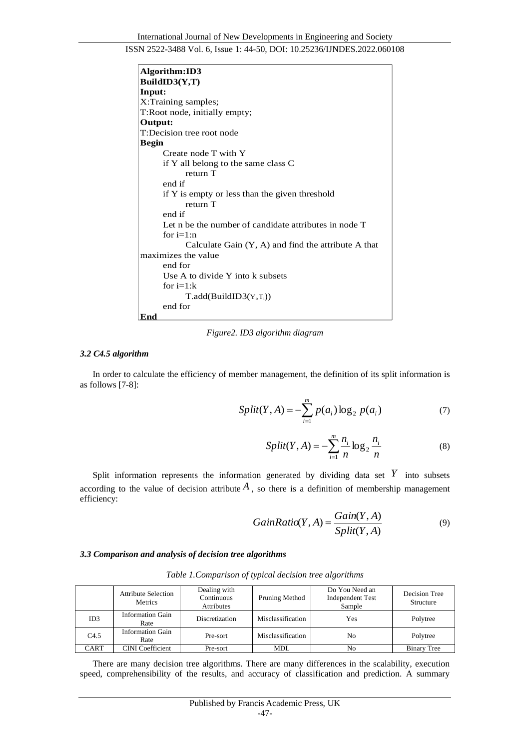```
Algorithm:ID3
BuildID3(Y,T)
Input:
X:Training samples;
T:Root node, initially empty;
Output:
T:Decision tree root node
Begin
    Create node T with Y
    if Y all belong to the same class C
        return T
    end if
    if Y is empty or less than the given threshold
        return T
    end if
    Let n be the number of candidate attributes in node T
    for i=1:n
        Calculate Gain (Y, A) and find the attribute A that
maximizes the value
    end for
    Use A to divide Y into k subsets
    for i=1:k
        T.add(BuildID3(Yi,Ti))
    end for
End
```

*Figure2. ID3 algorithm diagram*

### *3.2 C4.5 algorithm*

In order to calculate the efficiency of member management, the definition of its split information is as follows [7-8]:

$$Split(Y, A) = -\sum_{i=1}^{m} p(a_i) \log_2 p(a_i) \tag{7}$$

$$Split(Y, A) = -\sum_{i=1}^{m} \frac{n_i}{n} \log_2 \frac{n_i}{n} \tag{8}$$

Split information represents the information generated by dividing data set $Y$ into subsets according to the value of decision attribute $A$, so there is a definition of membership management efficiency:

$$GainRatio(Y, A) = \frac{Gain(Y, A)}{Split(Y, A)} \tag{9}$$

### *3.3 Comparison and analysis of decision tree algorithms*

*Table 1.Comparison of typical decision tree algorithms*

| | Attribute Selection Metrics | Dealing with Continuous Attributes | Pruning Method | Do You Need an Independent Test Sample | Decision Tree Structure |
|---|---|---|---|---|---|
| ID3 | Information Gain Rate | Discretization | Misclassification | Yes | Polytree |
| C4.5 | Information Gain Rate | Pre-sort | Misclassification | No | Polytree |
| CART | CINI Coefficient | Pre-sort | MDL | No | Binary Tree |

There are many decision tree algorithms. There are many differences in the scalability, execution speed, comprehensibility of the results, and accuracy of classification and prediction. A summary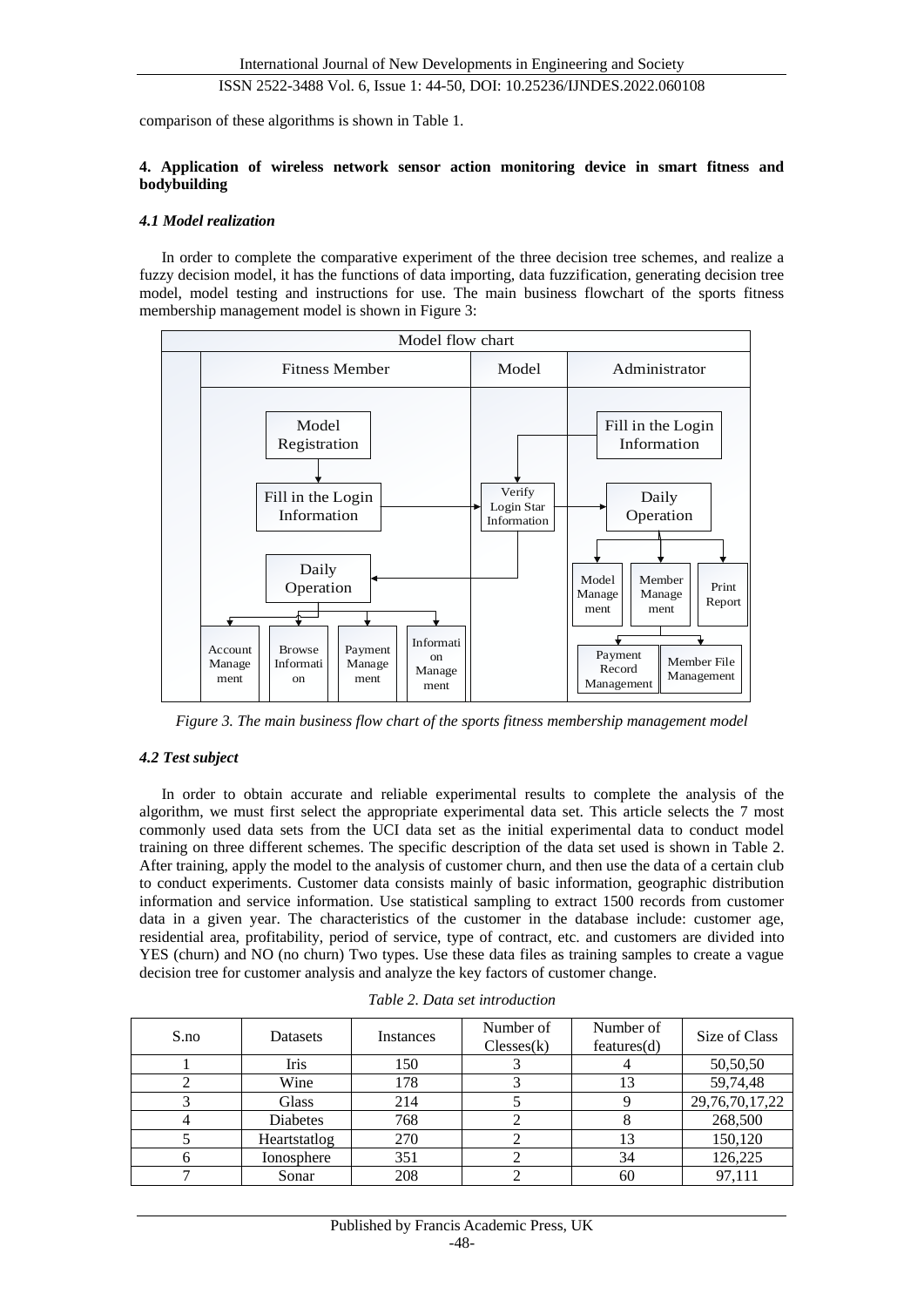comparison of these algorithms is shown in Table 1.

## 4. Application of wireless network sensor action monitoring device in smart fitness and bodybuilding

### *4.1 Model realization*

In order to complete the comparative experiment of the three decision tree schemes, and realize a fuzzy decision model, it has the functions of data importing, data fuzzification, generating decision tree model, model testing and instructions for use. The main business flowchart of the sports fitness membership management model is shown in Figure 3:

*Figure 3. The main business flow chart of the sports fitness membership management model*

### *4.2 Test subject*

In order to obtain accurate and reliable experimental results to complete the analysis of the algorithm, we must first select the appropriate experimental data set. This article selects the 7 most commonly used data sets from the UCI data set as the initial experimental data to conduct model training on three different schemes. The specific description of the data set used is shown in Table 2. After training, apply the model to the analysis of customer churn, and then use the data of a certain club to conduct experiments. Customer data consists mainly of basic information, geographic distribution information and service information. Use statistical sampling to extract 1500 records from customer data in a given year. The characteristics of the customer in the database include: customer age, residential area, profitability, period of service, type of contract, etc. and customers are divided into YES (churn) and NO (no churn) Two types. Use these data files as training samples to create a vague decision tree for customer analysis and analyze the key factors of customer change.

*Table 2. Data set introduction*

| S.no | Datasets | Instances | Number of Clesses(k) | Number of features(d) | Size of Class |
|---|---|---|---|---|---|
| 1 | Iris | 150 | 3 | 4 | 50,50,50 |
| 2 | Wine | 178 | 3 | 13 | 59,74,48 |
| 3 | Glass | 214 | 5 | 9 | 29,76,70,17,22 |
| 4 | Diabetes | 768 | 2 | 8 | 268,500 |
| 5 | Heartstatlog | 270 | 2 | 13 | 150,120 |
| 6 | Ionosphere | 351 | 2 | 34 | 126,225 |
| 7 | Sonar | 208 | 2 | 60 | 97,111 |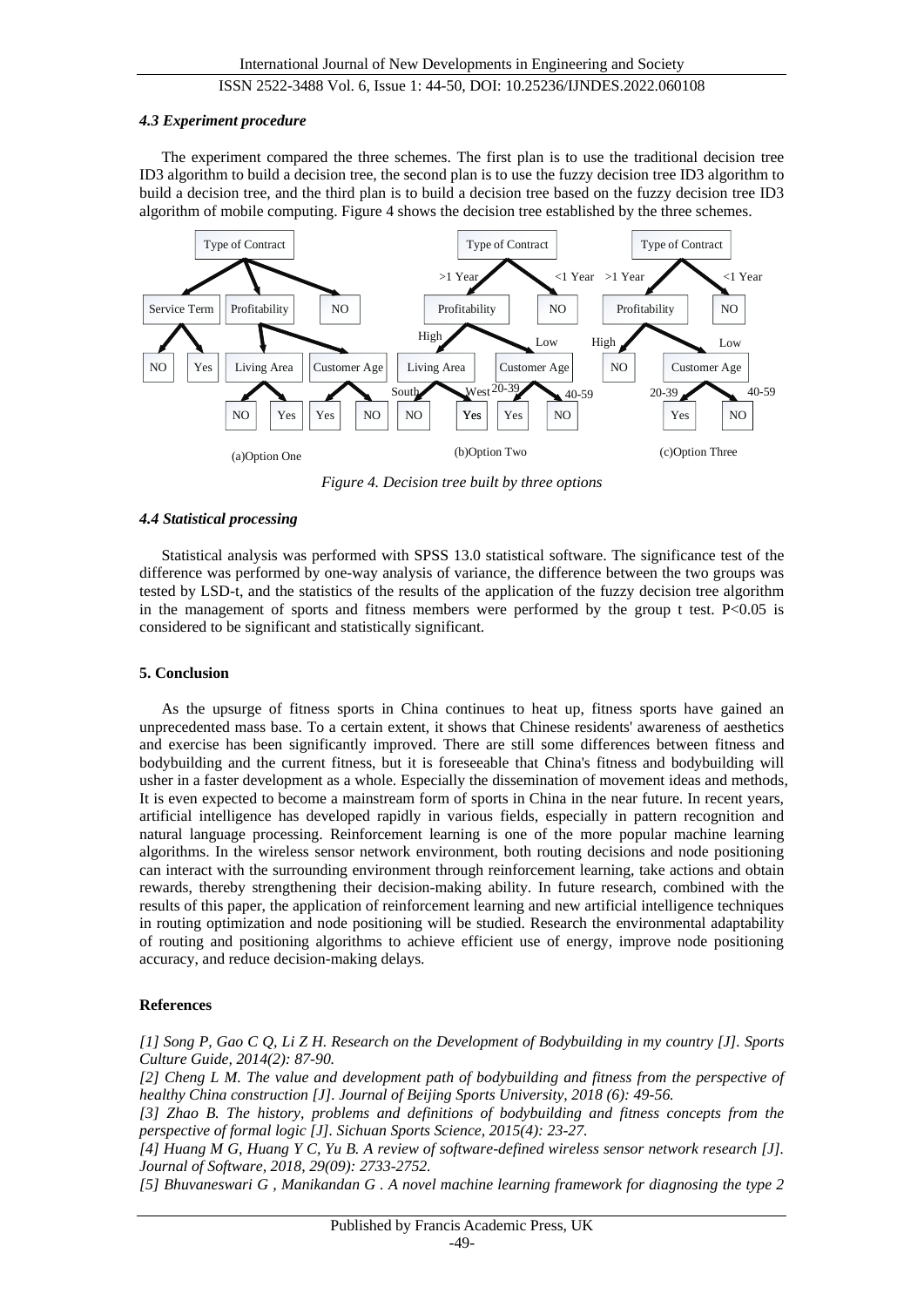### *4.3 Experiment procedure*

The experiment compared the three schemes. The first plan is to use the traditional decision tree ID3 algorithm to build a decision tree, the second plan is to use the fuzzy decision tree ID3 algorithm to build a decision tree, and the third plan is to build a decision tree based on the fuzzy decision tree ID3 algorithm of mobile computing. Figure 4 shows the decision tree established by the three schemes.

*Figure 4. Decision tree built by three options*

### *4.4 Statistical processing*

Statistical analysis was performed with SPSS 13.0 statistical software. The significance test of the difference was performed by one-way analysis of variance, the difference between the two groups was tested by LSD-t, and the statistics of the results of the application of the fuzzy decision tree algorithm in the management of sports and fitness members were performed by the group t test. $P<0.05$ is considered to be significant and statistically significant.

## 5. Conclusion

As the upsurge of fitness sports in China continues to heat up, fitness sports have gained an unprecedented mass base. To a certain extent, it shows that Chinese residents' awareness of aesthetics and exercise has been significantly improved. There are still some differences between fitness and bodybuilding and the current fitness, but it is foreseeable that China's fitness and bodybuilding will usher in a faster development as a whole. Especially the dissemination of movement ideas and methods, It is even expected to become a mainstream form of sports in China in the near future. In recent years, artificial intelligence has developed rapidly in various fields, especially in pattern recognition and natural language processing. Reinforcement learning is one of the more popular machine learning algorithms. In the wireless sensor network environment, both routing decisions and node positioning can interact with the surrounding environment through reinforcement learning, take actions and obtain rewards, thereby strengthening their decision-making ability. In future research, combined with the results of this paper, the application of reinforcement learning and new artificial intelligence techniques in routing optimization and node positioning will be studied. Research the environmental adaptability of routing and positioning algorithms to achieve efficient use of energy, improve node positioning accuracy, and reduce decision-making delays.

## References

*[1] Song P, Gao C Q, Li Z H. Research on the Development of Bodybuilding in my country [J]. Sports Culture Guide, 2014(2): 87-90.*

*[2] Cheng L M. The value and development path of bodybuilding and fitness from the perspective of healthy China construction [J]. Journal of Beijing Sports University, 2018 (6): 49-56.*

*[3] Zhao B. The history, problems and definitions of bodybuilding and fitness concepts from the perspective of formal logic [J]. Sichuan Sports Science, 2015(4): 23-27.*

*[4] Huang M G, Huang Y C, Yu B. A review of software-defined wireless sensor network research [J]. Journal of Software, 2018, 29(09): 2733-2752.*

*[5] Bhuvaneswari G , Manikandan G . A novel machine learning framework for diagnosing the type 2*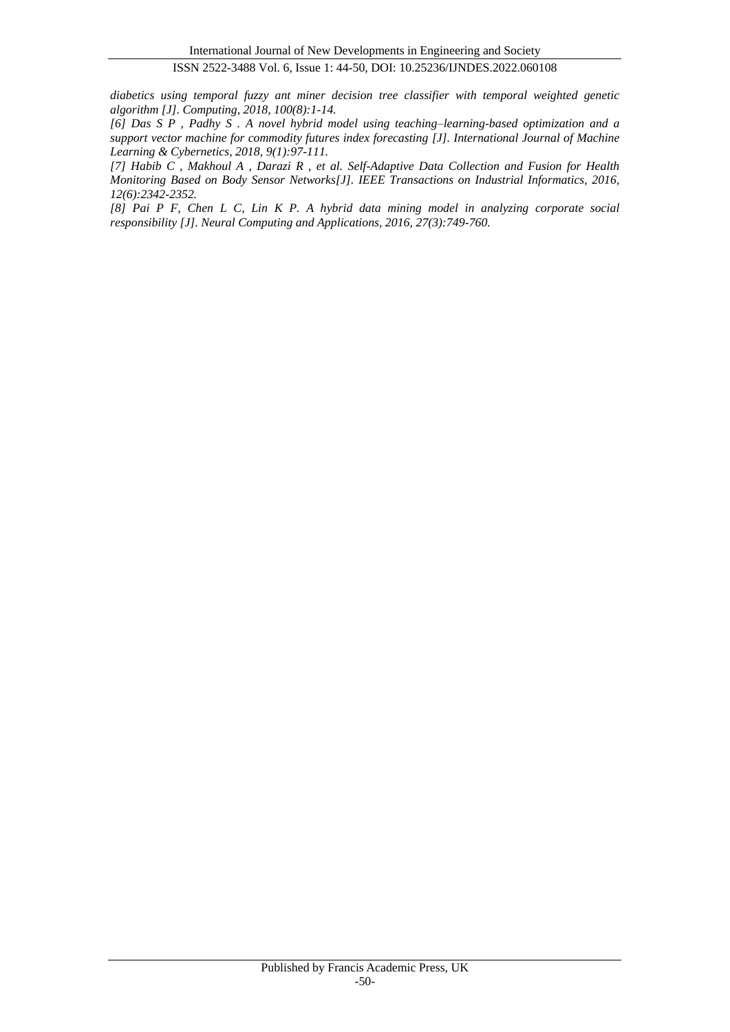*diabetics using temporal fuzzy ant miner decision tree classifier with temporal weighted genetic algorithm [J]. Computing, 2018, 100(8):1-14.*

*[6] Das S P , Padhy S . A novel hybrid model using teaching–learning-based optimization and a support vector machine for commodity futures index forecasting [J]. International Journal of Machine Learning & Cybernetics, 2018, 9(1):97-111.*

*[7] Habib C , Makhoul A , Darazi R , et al. Self-Adaptive Data Collection and Fusion for Health Monitoring Based on Body Sensor Networks[J]. IEEE Transactions on Industrial Informatics, 2016, 12(6):2342-2352.*

*[8] Pai P F, Chen L C, Lin K P. A hybrid data mining model in analyzing corporate social responsibility [J]. Neural Computing and Applications, 2016, 27(3):749-760.*